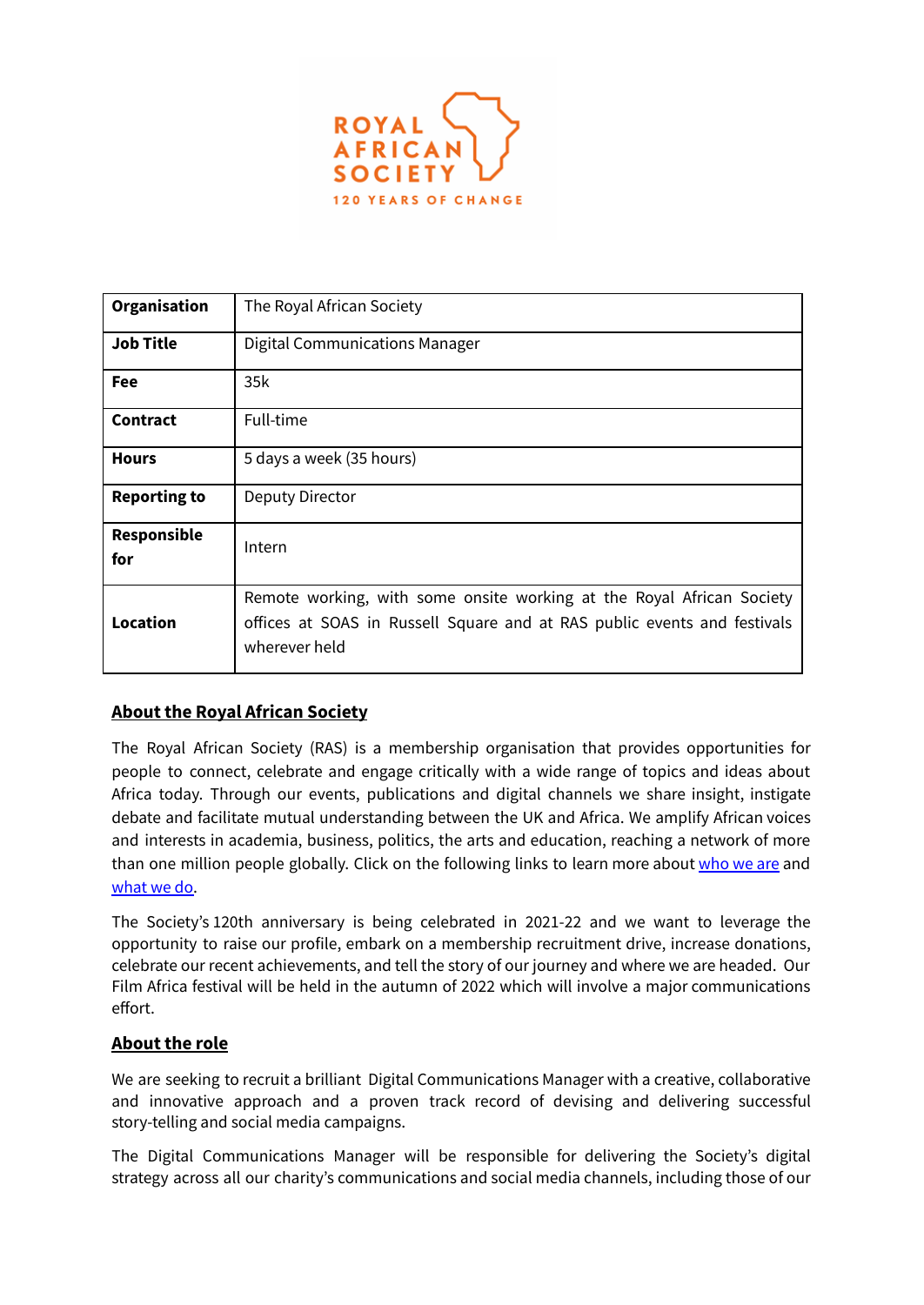ROYAL AFRICAN SOCIETY

120 YEARS OF CHANGE

| Organisation | The Royal African Society |
| --- | --- |
| Job Title | Digital Communications Manager |
| Fee | 35k |
| Contract | Full-time |
| Hours | 5 days a week (35 hours) |
| Reporting to | Deputy Director |
| Responsible for | Intern |
| Location | Remote working, with some onsite working at the Royal African Society offices at SOAS in Russell Square and at RAS public events and festivals wherever held |

## About the Royal African Society

The Royal African Society (RAS) is a membership organisation that provides opportunities for people to connect, celebrate and engage critically with a wide range of topics and ideas about Africa today. Through our events, publications and digital channels we share insight, instigate debate and facilitate mutual understanding between the UK and Africa. We amplify African voices and interests in academia, business, politics, the arts and education, reaching a network of more than one million people globally. Click on the following links to learn more about who we are and what we do.

The Society's 120th anniversary is being celebrated in 2021-22 and we want to leverage the opportunity to raise our profile, embark on a membership recruitment drive, increase donations, celebrate our recent achievements, and tell the story of our journey and where we are headed. Our Film Africa festival will be held in the autumn of 2022 which will involve a major communications effort.

## About the role

We are seeking to recruit a brilliant Digital Communications Manager with a creative, collaborative and innovative approach and a proven track record of devising and delivering successful story-telling and social media campaigns.

The Digital Communications Manager will be responsible for delivering the Society's digital strategy across all our charity's communications and social media channels, including those of our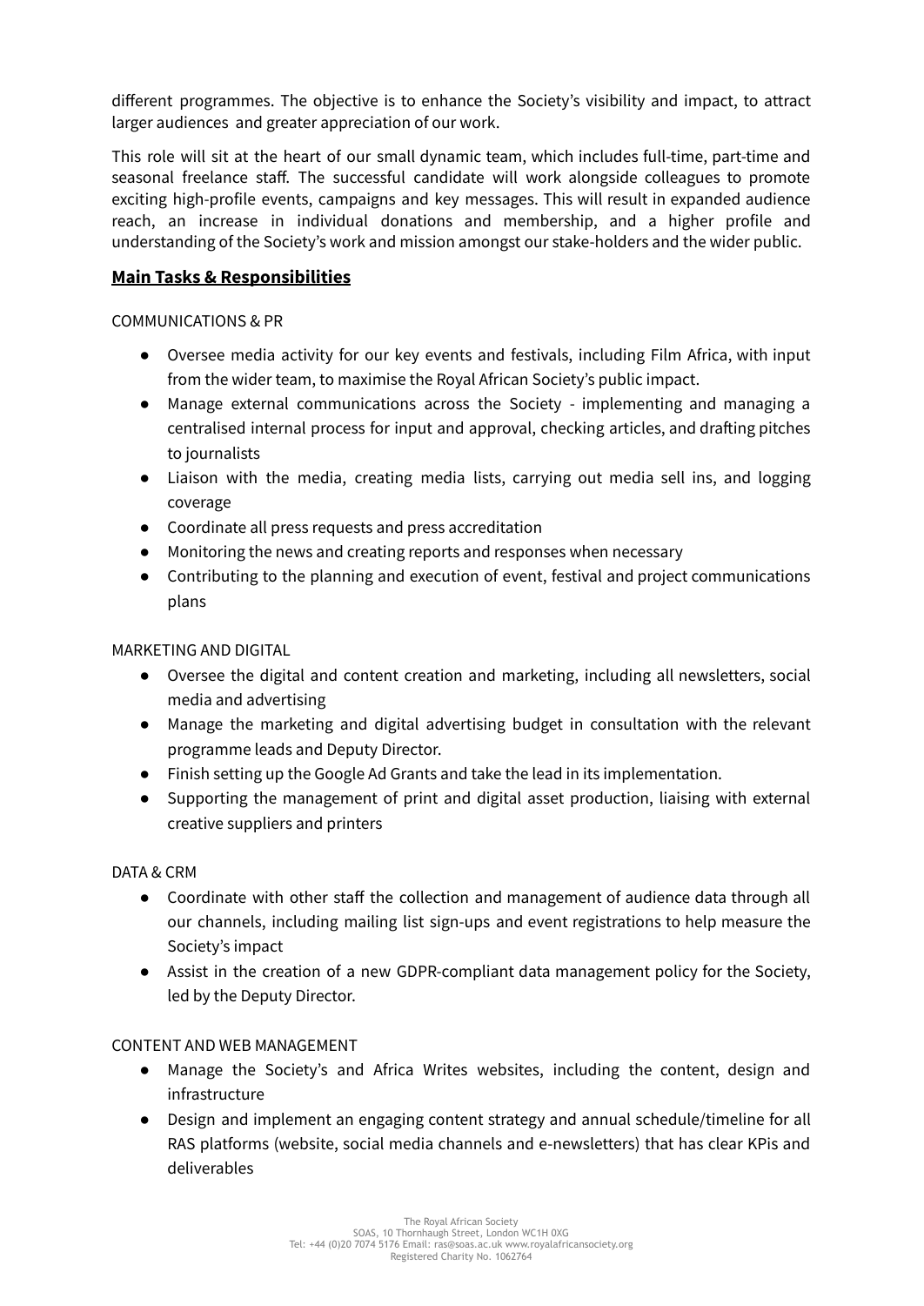different programmes. The objective is to enhance the Society's visibility and impact, to attract larger audiences and greater appreciation of our work.

This role will sit at the heart of our small dynamic team, which includes full-time, part-time and seasonal freelance staff. The successful candidate will work alongside colleagues to promote exciting high-profile events, campaigns and key messages. This will result in expanded audience reach, an increase in individual donations and membership, and a higher profile and understanding of the Society's work and mission amongst our stake-holders and the wider public.

## **Main Tasks & Responsibilities**

COMMUNICATIONS & PR

- Oversee media activity for our key events and festivals, including Film Africa, with input from the wider team, to maximise the Royal African Society's public impact.
- Manage external communications across the Society - implementing and managing a centralised internal process for input and approval, checking articles, and drafting pitches to journalists
- Liaison with the media, creating media lists, carrying out media sell ins, and logging coverage
- Coordinate all press requests and press accreditation
- Monitoring the news and creating reports and responses when necessary
- Contributing to the planning and execution of event, festival and project communications plans

MARKETING AND DIGITAL

- Oversee the digital and content creation and marketing, including all newsletters, social media and advertising
- Manage the marketing and digital advertising budget in consultation with the relevant programme leads and Deputy Director.
- Finish setting up the Google Ad Grants and take the lead in its implementation.
- Supporting the management of print and digital asset production, liaising with external creative suppliers and printers

DATA & CRM

- Coordinate with other staff the collection and management of audience data through all our channels, including mailing list sign-ups and event registrations to help measure the Society's impact
- Assist in the creation of a new GDPR-compliant data management policy for the Society, led by the Deputy Director.

CONTENT AND WEB MANAGEMENT

- Manage the Society's and Africa Writes websites, including the content, design and infrastructure
- Design and implement an engaging content strategy and annual schedule/timeline for all RAS platforms (website, social media channels and e-newsletters) that has clear KPis and deliverables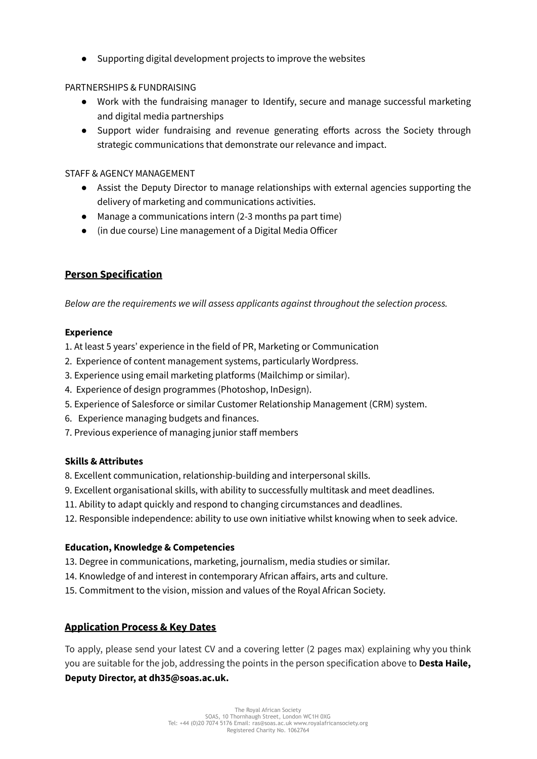- Supporting digital development projects to improve the websites

PARTNERSHIPS & FUNDRAISING

- Work with the fundraising manager to Identify, secure and manage successful marketing and digital media partnerships
- Support wider fundraising and revenue generating efforts across the Society through strategic communications that demonstrate our relevance and impact.

STAFF & AGENCY MANAGEMENT

- Assist the Deputy Director to manage relationships with external agencies supporting the delivery of marketing and communications activities.
- Manage a communications intern (2-3 months pa part time)
- (in due course) Line management of a Digital Media Officer

## Person Specification

*Below are the requirements we will assess applicants against throughout the selection process.*

**Experience**

1. At least 5 years' experience in the field of PR, Marketing or Communication
2. Experience of content management systems, particularly Wordpress.
3. Experience using email marketing platforms (Mailchimp or similar).
4. Experience of design programmes (Photoshop, InDesign).
5. Experience of Salesforce or similar Customer Relationship Management (CRM) system.
6. Experience managing budgets and finances.
7. Previous experience of managing junior staff members

**Skills & Attributes**

8. Excellent communication, relationship-building and interpersonal skills.
9. Excellent organisational skills, with ability to successfully multitask and meet deadlines.
11. Ability to adapt quickly and respond to changing circumstances and deadlines.
12. Responsible independence: ability to use own initiative whilst knowing when to seek advice.

**Education, Knowledge & Competencies**

13. Degree in communications, marketing, journalism, media studies or similar.
14. Knowledge of and interest in contemporary African affairs, arts and culture.
15. Commitment to the vision, mission and values of the Royal African Society.

## Application Process & Key Dates

To apply, please send your latest CV and a covering letter (2 pages max) explaining why you think you are suitable for the job, addressing the points in the person specification above to **Desta Haile, Deputy Director, at dh35@soas.ac.uk.**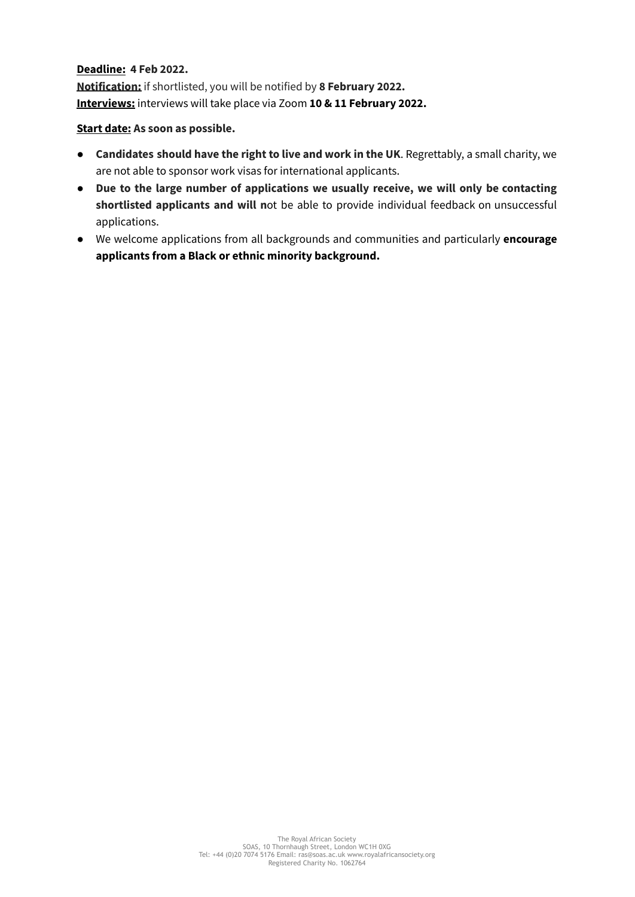**<u>Deadline:</u> 4 Feb 2022.**
**<u>Notification:</u>** if shortlisted, you will be notified by **8 February 2022.**
**<u>Interviews:</u>** interviews will take place via Zoom **10 & 11 February 2022.**

**<u>Start date:</u> As soon as possible.**

- **Candidates should have the right to live and work in the UK**. Regrettably, a small charity, we are not able to sponsor work visas for international applicants.
- **Due to the large number of applications we usually receive, we will only be contacting shortlisted applicants and will n**ot be able to provide individual feedback on unsuccessful applications.
- We welcome applications from all backgrounds and communities and particularly **encourage applicants from a Black or ethnic minority background.**

The Royal African Society
SOAS, 10 Thornhaugh Street, London WC1H 0XG
Tel: +44 (0)20 7074 5176 Email: ras@soas.ac.uk www.royalafricansociety.org
Registered Charity No. 1062764